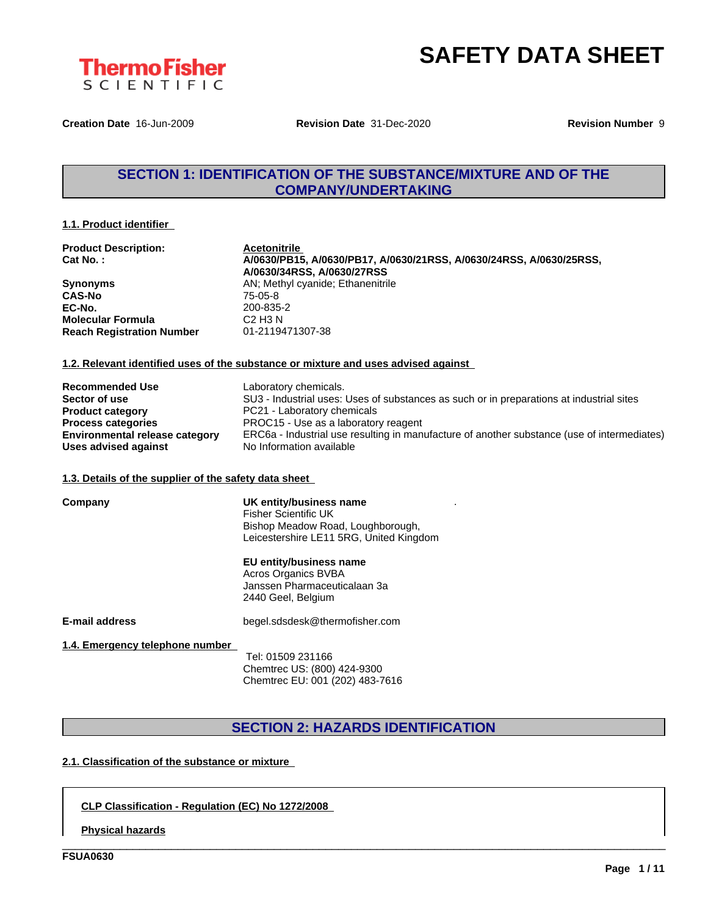# SAFETY DATA SHEET

ThermoFisher SCIENTIFIC

**Creation Date** 16-Jun-2009 **Revision Date** 31-Dec-2020 **Revision Number** 9

## SECTION 1: IDENTIFICATION OF THE SUBSTANCE/MIXTURE AND OF THE COMPANY/UNDERTAKING

### 1.1. Product identifier

| | |
|---|---|
| **Product Description:** | **Acetonitrile** |
| **Cat No. :** | **A/0630/PB15, A/0630/PB17, A/0630/21RSS, A/0630/24RSS, A/0630/25RSS, A/0630/34RSS, A/0630/27RSS** |
| **Synonyms** | AN; Methyl cyanide; Ethanenitrile |
| **CAS-No** | 75-05-8 |
| **EC-No.** | 200-835-2 |
| **Molecular Formula** | C2 H3 N |
| **Reach Registration Number** | 01-2119471307-38 |

### 1.2. Relevant identified uses of the substance or mixture and uses advised against

| | |
|---|---|
| **Recommended Use** | Laboratory chemicals. |
| **Sector of use** | SU3 - Industrial uses: Uses of substances as such or in preparations at industrial sites |
| **Product category** | PC21 - Laboratory chemicals |
| **Process categories** | PROC15 - Use as a laboratory reagent |
| **Environmental release category** | ERC6a - Industrial use resulting in manufacture of another substance (use of intermediates) |
| **Uses advised against** | No Information available |

### 1.3. Details of the supplier of the safety data sheet

**Company**

**UK entity/business name**
Fisher Scientific UK
Bishop Meadow Road, Loughborough,
Leicestershire LE11 5RG, United Kingdom

**EU entity/business name**
Acros Organics BVBA
Janssen Pharmaceuticalaan 3a
2440 Geel, Belgium

**E-mail address** begel.sdsdesk@thermofisher.com

### 1.4. Emergency telephone number

Tel: 01509 231166
Chemtrec US: (800) 424-9300
Chemtrec EU: 001 (202) 483-7616

## SECTION 2: HAZARDS IDENTIFICATION

### 2.1. Classification of the substance or mixture

**CLP Classification - Regulation (EC) No 1272/2008**

**Physical hazards**

FSUA0630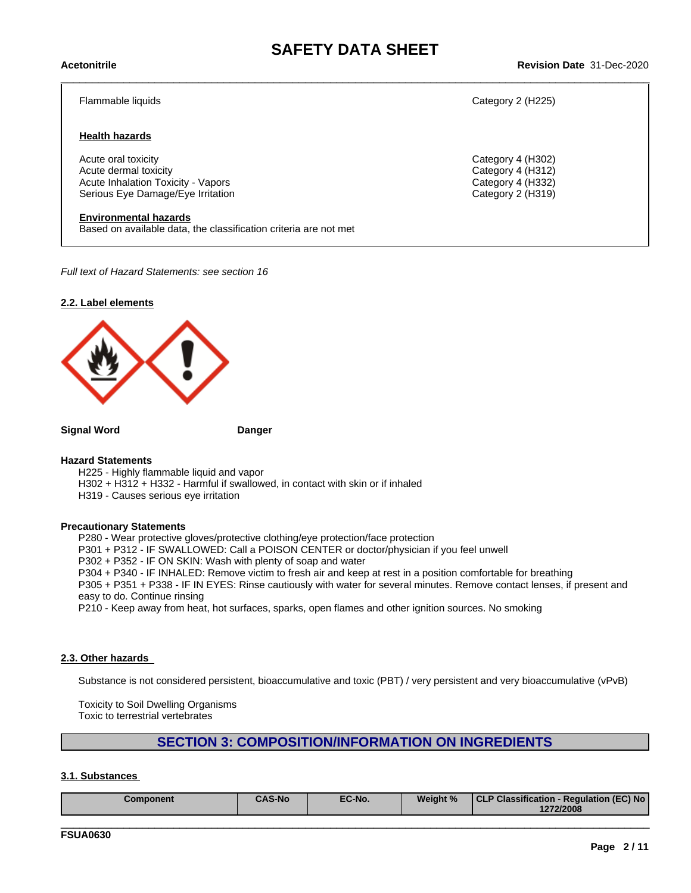| | |
|---|---|
| Flammable liquids | Category 2 (H225) |

**Health hazards**

| | |
|---|---|
| Acute oral toxicity | Category 4 (H302) |
| Acute dermal toxicity | Category 4 (H312) |
| Acute Inhalation Toxicity - Vapors | Category 4 (H332) |
| Serious Eye Damage/Eye Irritation | Category 2 (H319) |

**Environmental hazards**

Based on available data, the classification criteria are not met

*Full text of Hazard Statements: see section 16*

### 2.2. Label elements

**Signal Word** Danger

**Hazard Statements**

H225 - Highly flammable liquid and vapor
H302 + H312 + H332 - Harmful if swallowed, in contact with skin or if inhaled
H319 - Causes serious eye irritation

**Precautionary Statements**

P280 - Wear protective gloves/protective clothing/eye protection/face protection
P301 + P312 - IF SWALLOWED: Call a POISON CENTER or doctor/physician if you feel unwell
P302 + P352 - IF ON SKIN: Wash with plenty of soap and water
P304 + P340 - IF INHALED: Remove victim to fresh air and keep at rest in a position comfortable for breathing
P305 + P351 + P338 - IF IN EYES: Rinse cautiously with water for several minutes. Remove contact lenses, if present and easy to do. Continue rinsing
P210 - Keep away from heat, hot surfaces, sparks, open flames and other ignition sources. No smoking

### 2.3. Other hazards

Substance is not considered persistent, bioaccumulative and toxic (PBT) / very persistent and very bioaccumulative (vPvB)

Toxicity to Soil Dwelling Organisms
Toxic to terrestrial vertebrates

## SECTION 3: COMPOSITION/INFORMATION ON INGREDIENTS

### 3.1. Substances

| Component | CAS-No | EC-No. | Weight % | CLP Classification - Regulation (EC) No 1272/2008 |
|---|---|---|---|---|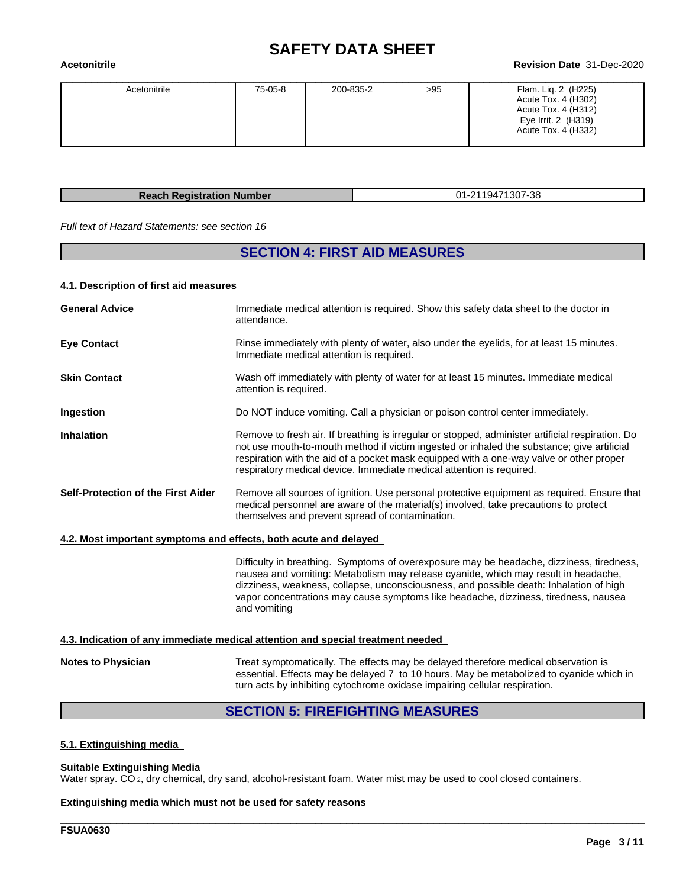| Acetonitrile | 75-05-8 | 200-835-2 | >95 | Flam. Liq. 2 (H225)<br>Acute Tox. 4 (H302)<br>Acute Tox. 4 (H312)<br>Eye Irrit. 2 (H319)<br>Acute Tox. 4 (H332) |
|---|---|---|---|---|

| Reach Registration Number | 01-2119471307-38 |
|---|---|

*Full text of Hazard Statements: see section 16*

## SECTION 4: FIRST AID MEASURES

### 4.1. Description of first aid measures

**General Advice**
Immediate medical attention is required. Show this safety data sheet to the doctor in attendance.

**Eye Contact**
Rinse immediately with plenty of water, also under the eyelids, for at least 15 minutes. Immediate medical attention is required.

**Skin Contact**
Wash off immediately with plenty of water for at least 15 minutes. Immediate medical attention is required.

**Ingestion**
Do NOT induce vomiting. Call a physician or poison control center immediately.

**Inhalation**
Remove to fresh air. If breathing is irregular or stopped, administer artificial respiration. Do not use mouth-to-mouth method if victim ingested or inhaled the substance; give artificial respiration with the aid of a pocket mask equipped with a one-way valve or other proper respiratory medical device. Immediate medical attention is required.

**Self-Protection of the First Aider**
Remove all sources of ignition. Use personal protective equipment as required. Ensure that medical personnel are aware of the material(s) involved, take precautions to protect themselves and prevent spread of contamination.

### 4.2. Most important symptoms and effects, both acute and delayed

Difficulty in breathing. Symptoms of overexposure may be headache, dizziness, tiredness, nausea and vomiting: Metabolism may release cyanide, which may result in headache, dizziness, weakness, collapse, unconsciousness, and possible death: Inhalation of high vapor concentrations may cause symptoms like headache, dizziness, tiredness, nausea and vomiting

### 4.3. Indication of any immediate medical attention and special treatment needed

**Notes to Physician**
Treat symptomatically. The effects may be delayed therefore medical observation is essential. Effects may be delayed 7 to 10 hours. May be metabolized to cyanide which in turn acts by inhibiting cytochrome oxidase impairing cellular respiration.

## SECTION 5: FIREFIGHTING MEASURES

### 5.1. Extinguishing media

**Suitable Extinguishing Media**
Water spray. $CO_2$, dry chemical, dry sand, alcohol-resistant foam. Water mist may be used to cool closed containers.

**Extinguishing media which must not be used for safety reasons**

FSUA0630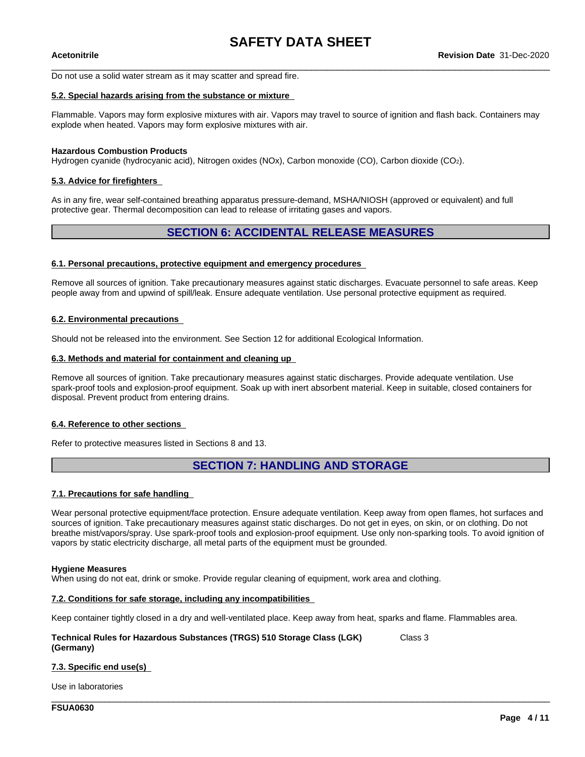Do not use a solid water stream as it may scatter and spread fire.

### 5.2. Special hazards arising from the substance or mixture

Flammable. Vapors may form explosive mixtures with air. Vapors may travel to source of ignition and flash back. Containers may explode when heated. Vapors may form explosive mixtures with air.

**Hazardous Combustion Products**
Hydrogen cyanide (hydrocyanic acid), Nitrogen oxides (NOx), Carbon monoxide (CO), Carbon dioxide ($CO_2$).

### 5.3. Advice for firefighters

As in any fire, wear self-contained breathing apparatus pressure-demand, MSHA/NIOSH (approved or equivalent) and full protective gear. Thermal decomposition can lead to release of irritating gases and vapors.

## SECTION 6: ACCIDENTAL RELEASE MEASURES

### 6.1. Personal precautions, protective equipment and emergency procedures

Remove all sources of ignition. Take precautionary measures against static discharges. Evacuate personnel to safe areas. Keep people away from and upwind of spill/leak. Ensure adequate ventilation. Use personal protective equipment as required.

### 6.2. Environmental precautions

Should not be released into the environment. See Section 12 for additional Ecological Information.

### 6.3. Methods and material for containment and cleaning up

Remove all sources of ignition. Take precautionary measures against static discharges. Provide adequate ventilation. Use spark-proof tools and explosion-proof equipment. Soak up with inert absorbent material. Keep in suitable, closed containers for disposal. Prevent product from entering drains.

### 6.4. Reference to other sections

Refer to protective measures listed in Sections 8 and 13.

## SECTION 7: HANDLING AND STORAGE

### 7.1. Precautions for safe handling

Wear personal protective equipment/face protection. Ensure adequate ventilation. Keep away from open flames, hot surfaces and sources of ignition. Take precautionary measures against static discharges. Do not get in eyes, on skin, or on clothing. Do not breathe mist/vapors/spray. Use spark-proof tools and explosion-proof equipment. Use only non-sparking tools. To avoid ignition of vapors by static electricity discharge, all metal parts of the equipment must be grounded.

**Hygiene Measures**
When using do not eat, drink or smoke. Provide regular cleaning of equipment, work area and clothing.

### 7.2. Conditions for safe storage, including any incompatibilities

Keep container tightly closed in a dry and well-ventilated place. Keep away from heat, sparks and flame. Flammables area.

**Technical Rules for Hazardous Substances (TRGS) 510 Storage Class (LGK) (Germany)** Class 3

### 7.3. Specific end use(s)

Use in laboratories

FSUA0630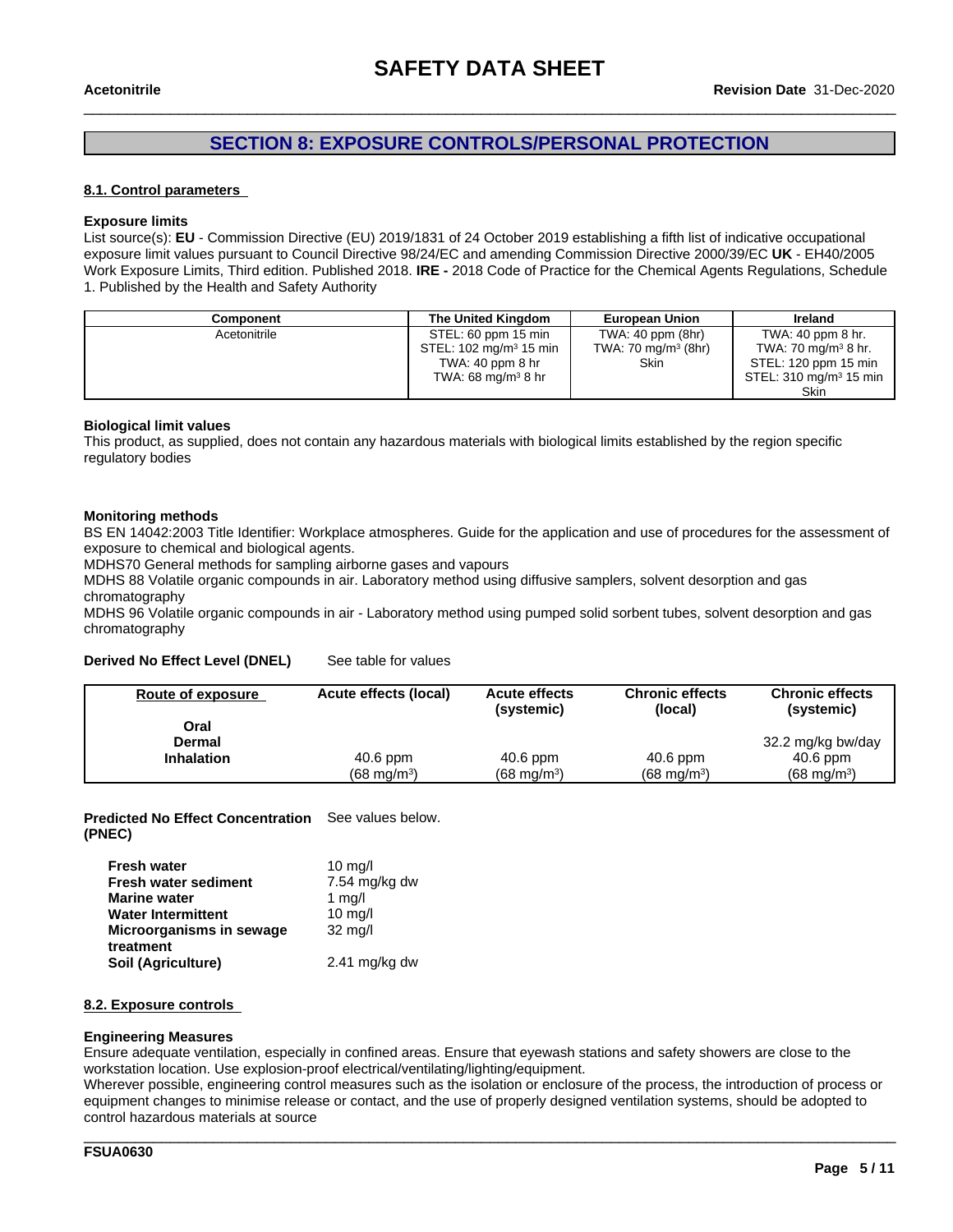## SECTION 8: EXPOSURE CONTROLS/PERSONAL PROTECTION

### 8.1. Control parameters

**Exposure limits**

List source(s): **EU** - Commission Directive (EU) 2019/1831 of 24 October 2019 establishing a fifth list of indicative occupational exposure limit values pursuant to Council Directive 98/24/EC and amending Commission Directive 2000/39/EC **UK** - EH40/2005 Work Exposure Limits, Third edition. Published 2018. **IRE -** 2018 Code of Practice for the Chemical Agents Regulations, Schedule 1. Published by the Health and Safety Authority

| Component | The United Kingdom | European Union | Ireland |
|---|---|---|---|
| Acetonitrile | STEL: 60 ppm 15 min<br>STEL: 102 mg/m³ 15 min<br>TWA: 40 ppm 8 hr<br>TWA: 68 mg/m³ 8 hr | TWA: 40 ppm (8hr)<br>TWA: 70 mg/m³ (8hr)<br>Skin | TWA: 40 ppm 8 hr.<br>TWA: 70 mg/m³ 8 hr.<br>STEL: 120 ppm 15 min<br>STEL: 310 mg/m³ 15 min<br>Skin |

**Biological limit values**

This product, as supplied, does not contain any hazardous materials with biological limits established by the region specific regulatory bodies

**Monitoring methods**

BS EN 14042:2003 Title Identifier: Workplace atmospheres. Guide for the application and use of procedures for the assessment of exposure to chemical and biological agents.

MDHS70 General methods for sampling airborne gases and vapours

MDHS 88 Volatile organic compounds in air. Laboratory method using diffusive samplers, solvent desorption and gas chromatography

MDHS 96 Volatile organic compounds in air - Laboratory method using pumped solid sorbent tubes, solvent desorption and gas chromatography

**Derived No Effect Level (DNEL)** See table for values

| Route of exposure | Acute effects (local) | Acute effects (systemic) | Chronic effects (local) | Chronic effects (systemic) |
|---|---|---|---|---|
| **Oral** | | | | |
| **Dermal** | | | | 32.2 mg/kg bw/day |
| **Inhalation** | 40.6 ppm (68 mg/m³) | 40.6 ppm (68 mg/m³) | 40.6 ppm (68 mg/m³) | 40.6 ppm (68 mg/m³) |

**Predicted No Effect Concentration (PNEC)** See values below.

| | |
|---|---|
| **Fresh water** | 10 mg/l |
| **Fresh water sediment** | 7.54 mg/kg dw |
| **Marine water** | 1 mg/l |
| **Water Intermittent** | 10 mg/l |
| **Microorganisms in sewage treatment** | 32 mg/l |
| **Soil (Agriculture)** | 2.41 mg/kg dw |

### 8.2. Exposure controls

**Engineering Measures**

Ensure adequate ventilation, especially in confined areas. Ensure that eyewash stations and safety showers are close to the workstation location. Use explosion-proof electrical/ventilating/lighting/equipment.

Wherever possible, engineering control measures such as the isolation or enclosure of the process, the introduction of process or equipment changes to minimise release or contact, and the use of properly designed ventilation systems, should be adopted to control hazardous materials at source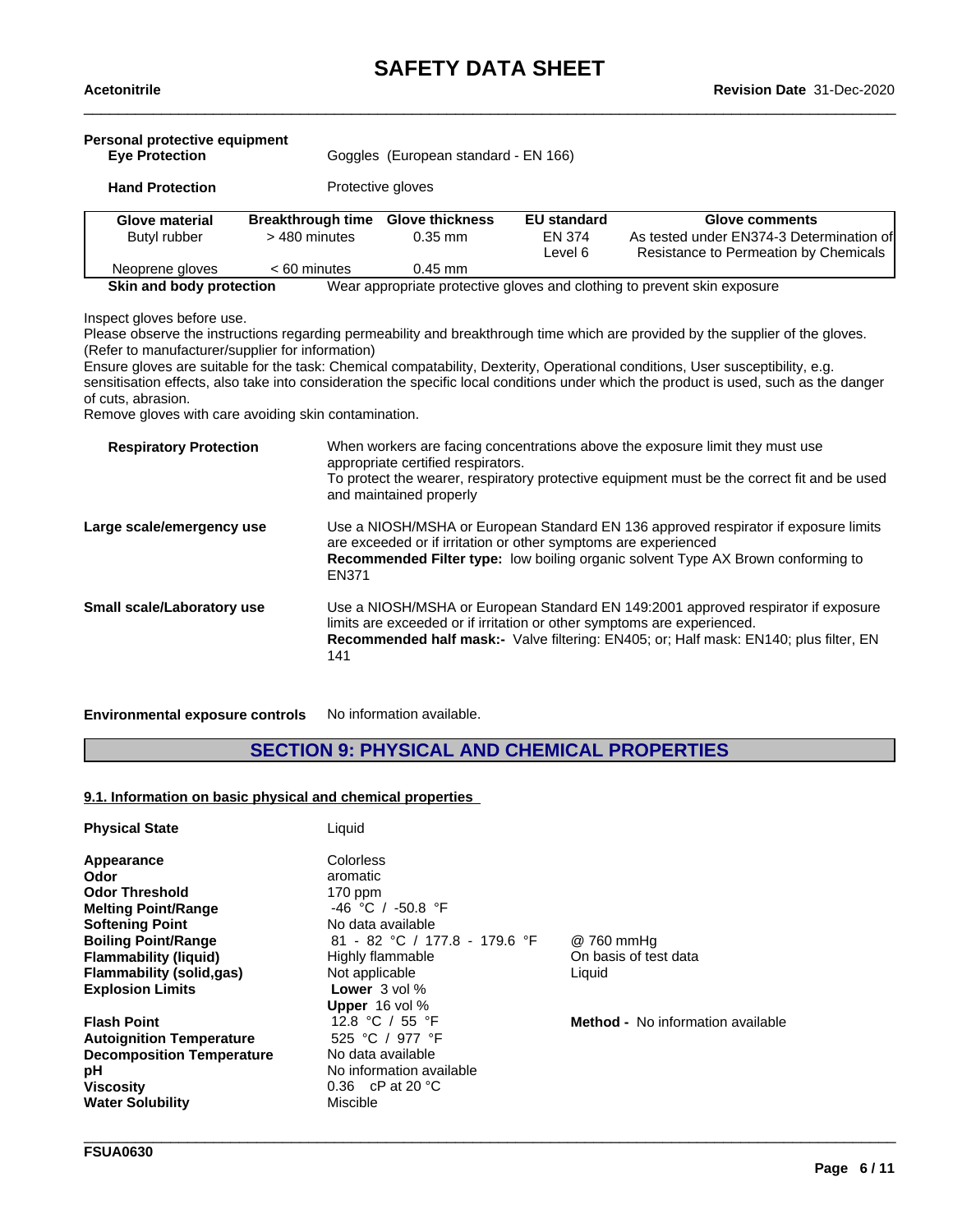**Personal protective equipment**

**Eye Protection** Goggles (European standard - EN 166)

**Hand Protection** Protective gloves

| Glove material | Breakthrough time | Glove thickness | EU standard | Glove comments |
|---|---|---|---|---|
| Butyl rubber | > 480 minutes | 0.35 mm | EN 374 Level 6 | As tested under EN374-3 Determination of Resistance to Permeation by Chemicals |
| Neoprene gloves | < 60 minutes | 0.45 mm | | |

**Skin and body protection** Wear appropriate protective gloves and clothing to prevent skin exposure

Inspect gloves before use.
Please observe the instructions regarding permeability and breakthrough time which are provided by the supplier of the gloves. (Refer to manufacturer/supplier for information)
Ensure gloves are suitable for the task: Chemical compatability, Dexterity, Operational conditions, User susceptibility, e.g. sensitisation effects, also take into consideration the specific local conditions under which the product is used, such as the danger of cuts, abrasion.
Remove gloves with care avoiding skin contamination.

**Respiratory Protection** When workers are facing concentrations above the exposure limit they must use appropriate certified respirators.
To protect the wearer, respiratory protective equipment must be the correct fit and be used and maintained properly

**Large scale/emergency use** Use a NIOSH/MSHA or European Standard EN 136 approved respirator if exposure limits are exceeded or if irritation or other symptoms are experienced
**Recommended Filter type:** low boiling organic solvent Type AX Brown conforming to EN371

**Small scale/Laboratory use** Use a NIOSH/MSHA or European Standard EN 149:2001 approved respirator if exposure limits are exceeded or if irritation or other symptoms are experienced.
**Recommended half mask:-** Valve filtering: EN405; or; Half mask: EN140; plus filter, EN 141

**Environmental exposure controls** No information available.

## SECTION 9: PHYSICAL AND CHEMICAL PROPERTIES

### 9.1. Information on basic physical and chemical properties

| | | |
|---|---|---|
| **Physical State** | Liquid | |
| **Appearance** | Colorless | |
| **Odor** | aromatic | |
| **Odor Threshold** | 170 ppm | |
| **Melting Point/Range** | -46 °C / -50.8 °F | |
| **Softening Point** | No data available | |
| **Boiling Point/Range** | 81 - 82 °C / 177.8 - 179.6 °F | @ 760 mmHg |
| **Flammability (liquid)** | Highly flammable | On basis of test data |
| **Flammability (solid,gas)** | Not applicable | Liquid |
| **Explosion Limits** | **Lower** 3 vol % | |
| | **Upper** 16 vol % | |
| **Flash Point** | 12.8 °C / 55 °F | **Method -** No information available |
| **Autoignition Temperature** | 525 °C / 977 °F | |
| **Decomposition Temperature** | No data available | |
| **pH** | No information available | |
| **Viscosity** | 0.36 cP at 20 °C | |
| **Water Solubility** | Miscible | |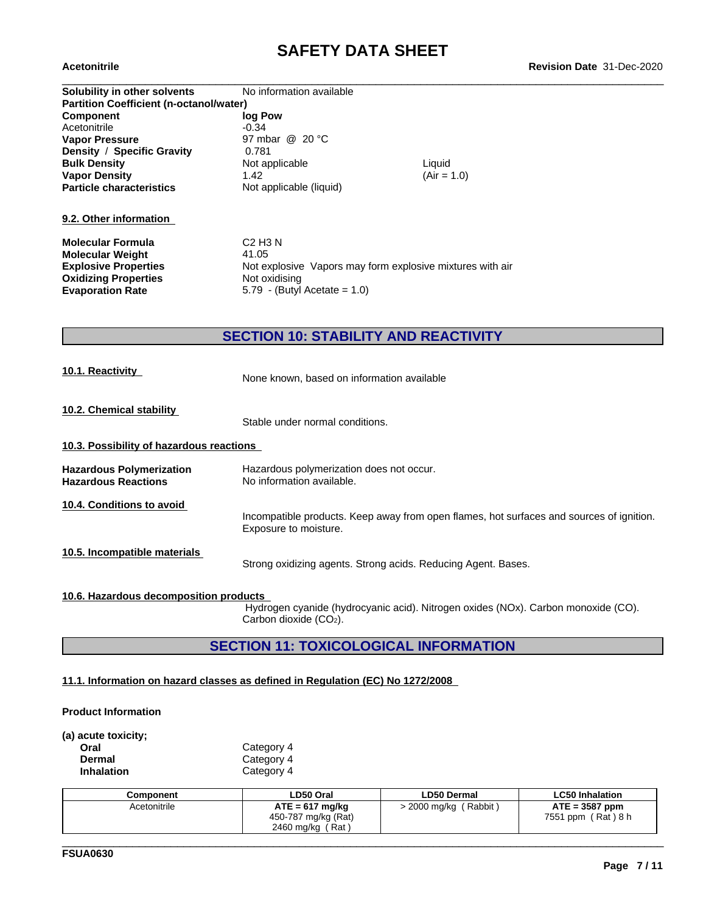| | | |
|---|---|---|
| **Solubility in other solvents** | No information available | |
| **Partition Coefficient (n-octanol/water)** | | |
| **Component** | **log Pow** | |
| Acetonitrile | -0.34 | |
| **Vapor Pressure** | 97 mbar @ 20 °C | |
| **Density / Specific Gravity** | 0.781 | |
| **Bulk Density** | Not applicable | Liquid |
| **Vapor Density** | 1.42 | (Air = 1.0) |
| **Particle characteristics** | Not applicable (liquid) | |

### 9.2. Other information

| | |
|---|---|
| **Molecular Formula** | C2 H3 N |
| **Molecular Weight** | 41.05 |
| **Explosive Properties** | Not explosive Vapors may form explosive mixtures with air |
| **Oxidizing Properties** | Not oxidising |
| **Evaporation Rate** | 5.79 - (Butyl Acetate = 1.0) |

## SECTION 10: STABILITY AND REACTIVITY

### 10.1. Reactivity

None known, based on information available

### 10.2. Chemical stability

Stable under normal conditions.

### 10.3. Possibility of hazardous reactions

**Hazardous Polymerization** Hazardous polymerization does not occur.
**Hazardous Reactions** No information available.

### 10.4. Conditions to avoid

Incompatible products. Keep away from open flames, hot surfaces and sources of ignition. Exposure to moisture.

### 10.5. Incompatible materials

Strong oxidizing agents. Strong acids. Reducing Agent. Bases.

### 10.6. Hazardous decomposition products

Hydrogen cyanide (hydrocyanic acid). Nitrogen oxides (NOx). Carbon monoxide (CO). Carbon dioxide ($CO_2$).

## SECTION 11: TOXICOLOGICAL INFORMATION

### 11.1. Information on hazard classes as defined in Regulation (EC) No 1272/2008

**Product Information**

**(a) acute toxicity;**

| | |
|---|---|
| **Oral** | Category 4 |
| **Dermal** | Category 4 |
| **Inhalation** | Category 4 |

| Component | LD50 Oral | LD50 Dermal | LC50 Inhalation |
|---|---|---|---|
| Acetonitrile | **ATE = 617 mg/kg**<br>450-787 mg/kg (Rat)<br>2460 mg/kg ( Rat ) | > 2000 mg/kg ( Rabbit ) | **ATE = 3587 ppm**<br>7551 ppm ( Rat ) 8 h |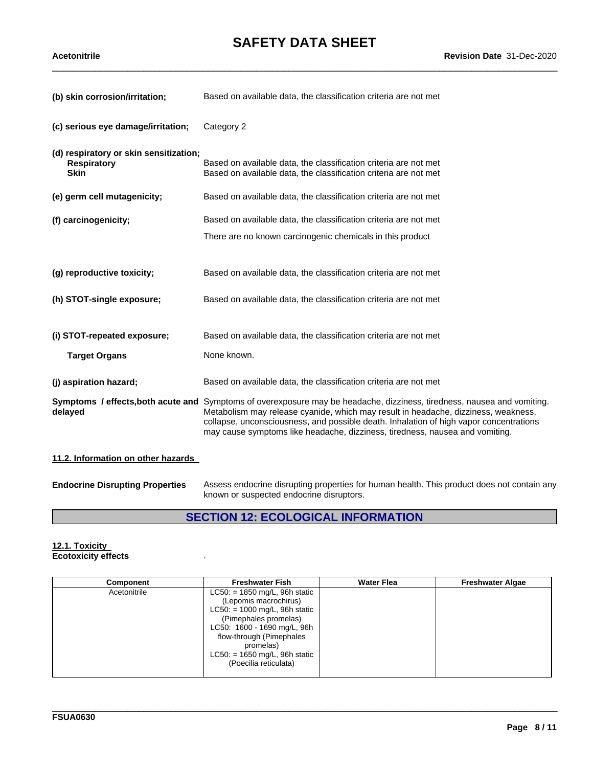**(b) skin corrosion/irritation;** Based on available data, the classification criteria are not met

**(c) serious eye damage/irritation;** Category 2

**(d) respiratory or skin sensitization;**

**Respiratory** Based on available data, the classification criteria are not met

**Skin** Based on available data, the classification criteria are not met

**(e) germ cell mutagenicity;** Based on available data, the classification criteria are not met

**(f) carcinogenicity;** Based on available data, the classification criteria are not met

There are no known carcinogenic chemicals in this product

**(g) reproductive toxicity;** Based on available data, the classification criteria are not met

**(h) STOT-single exposure;** Based on available data, the classification criteria are not met

**(i) STOT-repeated exposure;** Based on available data, the classification criteria are not met

**Target Organs** None known.

**(j) aspiration hazard;** Based on available data, the classification criteria are not met

**Symptoms / effects,both acute and delayed** Symptoms of overexposure may be headache, dizziness, tiredness, nausea and vomiting. Metabolism may release cyanide, which may result in headache, dizziness, weakness, collapse, unconsciousness, and possible death. Inhalation of high vapor concentrations may cause symptoms like headache, dizziness, tiredness, nausea and vomiting.

**11.2. Information on other hazards**

**Endocrine Disrupting Properties** Assess endocrine disrupting properties for human health. This product does not contain any known or suspected endocrine disruptors.

## SECTION 12: ECOLOGICAL INFORMATION

**12.1. Toxicity**

**Ecotoxicity effects** .

| Component | Freshwater Fish | Water Flea | Freshwater Algae |
|---|---|---|---|
| Acetonitrile | LC50: = 1850 mg/L, 96h static (Lepomis macrochirus)<br>LC50: = 1000 mg/L, 96h static (Pimephales promelas)<br>LC50: 1600 - 1690 mg/L, 96h flow-through (Pimephales promelas)<br>LC50: = 1650 mg/L, 96h static (Poecilia reticulata) | | |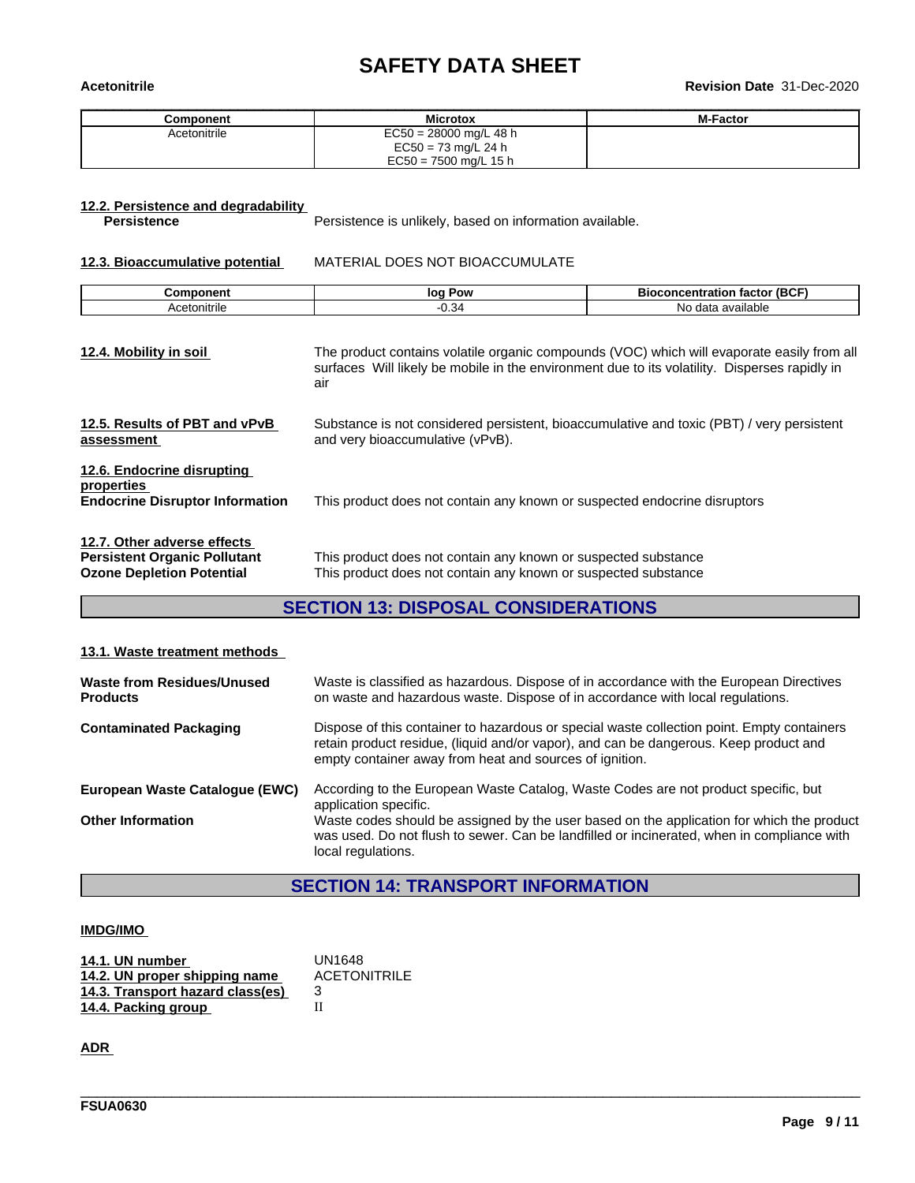| Component | Microtox | M-Factor |
|---|---|---|
| Acetonitrile | EC50 = 28000 mg/L 48 h<br>EC50 = 73 mg/L 24 h<br>EC50 = 7500 mg/L 15 h | |

**12.2. Persistence and degradability**

**Persistence** Persistence is unlikely, based on information available.

**12.3. Bioaccumulative potential** MATERIAL DOES NOT BIOACCUMULATE

| Component | log Pow | Bioconcentration factor (BCF) |
|---|---|---|
| Acetonitrile | -0.34 | No data available |

**12.4. Mobility in soil** The product contains volatile organic compounds (VOC) which will evaporate easily from all surfaces Will likely be mobile in the environment due to its volatility. Disperses rapidly in air

**12.5. Results of PBT and vPvB assessment** Substance is not considered persistent, bioaccumulative and toxic (PBT) / very persistent and very bioaccumulative (vPvB).

**12.6. Endocrine disrupting properties**

**Endocrine Disruptor Information** This product does not contain any known or suspected endocrine disruptors

**12.7. Other adverse effects**

**Persistent Organic Pollutant** This product does not contain any known or suspected substance

**Ozone Depletion Potential** This product does not contain any known or suspected substance

## SECTION 13: DISPOSAL CONSIDERATIONS

**13.1. Waste treatment methods**

**Waste from Residues/Unused Products** Waste is classified as hazardous. Dispose of in accordance with the European Directives on waste and hazardous waste. Dispose of in accordance with local regulations.

**Contaminated Packaging** Dispose of this container to hazardous or special waste collection point. Empty containers retain product residue, (liquid and/or vapor), and can be dangerous. Keep product and empty container away from heat and sources of ignition.

**European Waste Catalogue (EWC)** According to the European Waste Catalog, Waste Codes are not product specific, but application specific.

**Other Information** Waste codes should be assigned by the user based on the application for which the product was used. Do not flush to sewer. Can be landfilled or incinerated, when in compliance with local regulations.

## SECTION 14: TRANSPORT INFORMATION

**IMDG/IMO**

**14.1. UN number** UN1648
**14.2. UN proper shipping name** ACETONITRILE
**14.3. Transport hazard class(es)** 3
**14.4. Packing group** II

**ADR**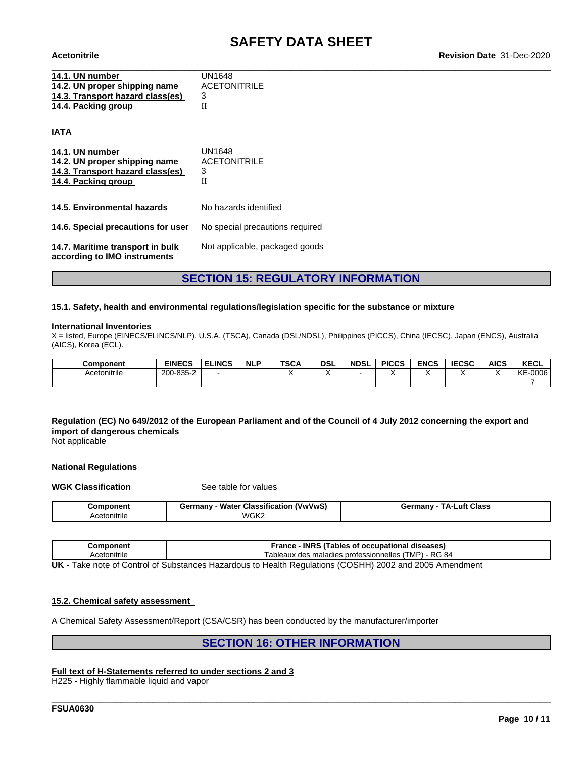| | |
|---|---|
| **14.1. UN number** | UN1648 |
| **14.2. UN proper shipping name** | ACETONITRILE |
| **14.3. Transport hazard class(es)** | 3 |
| **14.4. Packing group** | II |

**IATA**

| | |
|---|---|
| **14.1. UN number** | UN1648 |
| **14.2. UN proper shipping name** | ACETONITRILE |
| **14.3. Transport hazard class(es)** | 3 |
| **14.4. Packing group** | II |

| | |
|---|---|
| **14.5. Environmental hazards** | No hazards identified |
| **14.6. Special precautions for user** | No special precautions required |
| **14.7. Maritime transport in bulk according to IMO instruments** | Not applicable, packaged goods |

## SECTION 15: REGULATORY INFORMATION

### 15.1. Safety, health and environmental regulations/legislation specific for the substance or mixture

**International Inventories**

X = listed, Europe (EINECS/ELINCS/NLP), U.S.A. (TSCA), Canada (DSL/NDSL), Philippines (PICCS), China (IECSC), Japan (ENCS), Australia (AICS), Korea (ECL).

| Component | EINECS | ELINCS | NLP | TSCA | DSL | NDSL | PICCS | ENCS | IECSC | AICS | KECL |
|---|---|---|---|---|---|---|---|---|---|---|---|
| Acetonitrile | 200-835-2 | - | | X | X | - | X | X | X | X | KE-00067 |

**Regulation (EC) No 649/2012 of the European Parliament and of the Council of 4 July 2012 concerning the export and import of dangerous chemicals**

Not applicable

**National Regulations**

**WGK Classification** See table for values

| Component | Germany - Water Classification (VwVwS) | Germany - TA-Luft Class |
|---|---|---|
| Acetonitrile | WGK2 | |

| Component | France - INRS (Tables of occupational diseases) |
|---|---|
| Acetonitrile | Tableaux des maladies professionnelles (TMP) - RG 84 |

**UK** - Take note of Control of Substances Hazardous to Health Regulations (COSHH) 2002 and 2005 Amendment

### 15.2. Chemical safety assessment

A Chemical Safety Assessment/Report (CSA/CSR) has been conducted by the manufacturer/importer

## SECTION 16: OTHER INFORMATION

### Full text of H-Statements referred to under sections 2 and 3

H225 - Highly flammable liquid and vapor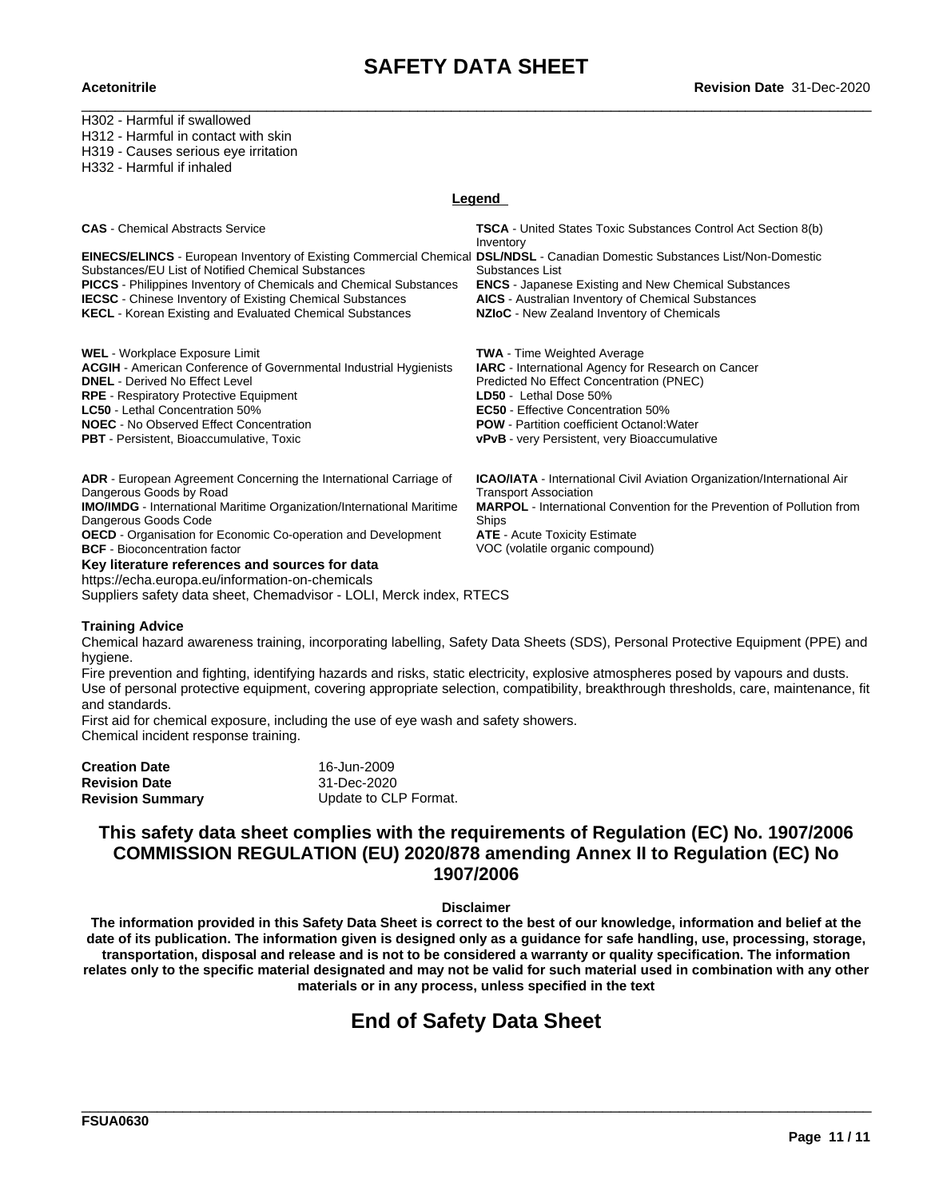H302 - Harmful if swallowed
H312 - Harmful in contact with skin
H319 - Causes serious eye irritation
H332 - Harmful if inhaled

## Legend

**CAS** - Chemical Abstracts Service
**TSCA** - United States Toxic Substances Control Act Section 8(b) Inventory
**EINECS/ELINCS** - European Inventory of Existing Commercial Chemical Substances/EU List of Notified Chemical Substances
**DSL/NDSL** - Canadian Domestic Substances List/Non-Domestic Substances List
**PICCS** - Philippines Inventory of Chemicals and Chemical Substances
**ENCS** - Japanese Existing and New Chemical Substances
**IECSC** - Chinese Inventory of Existing Chemical Substances
**AICS** - Australian Inventory of Chemical Substances
**KECL** - Korean Existing and Evaluated Chemical Substances
**NZIoC** - New Zealand Inventory of Chemicals

**WEL** - Workplace Exposure Limit
**TWA** - Time Weighted Average
**ACGIH** - American Conference of Governmental Industrial Hygienists
**IARC** - International Agency for Research on Cancer
**DNEL** - Derived No Effect Level
Predicted No Effect Concentration (PNEC)
**RPE** - Respiratory Protective Equipment
**LD50** - Lethal Dose 50%
**LC50** - Lethal Concentration 50%
**EC50** - Effective Concentration 50%
**NOEC** - No Observed Effect Concentration
**POW** - Partition coefficient Octanol:Water
**PBT** - Persistent, Bioaccumulative, Toxic
**vPvB** - very Persistent, very Bioaccumulative

**ADR** - European Agreement Concerning the International Carriage of Dangerous Goods by Road
**ICAO/IATA** - International Civil Aviation Organization/International Air Transport Association
**IMO/IMDG** - International Maritime Organization/International Maritime Dangerous Goods Code
**MARPOL** - International Convention for the Prevention of Pollution from Ships
**OECD** - Organisation for Economic Co-operation and Development
**ATE** - Acute Toxicity Estimate
**BCF** - Bioconcentration factor
VOC (volatile organic compound)

**Key literature references and sources for data**
https://echa.europa.eu/information-on-chemicals
Suppliers safety data sheet, Chemadvisor - LOLI, Merck index, RTECS

**Training Advice**
Chemical hazard awareness training, incorporating labelling, Safety Data Sheets (SDS), Personal Protective Equipment (PPE) and hygiene.
Fire prevention and fighting, identifying hazards and risks, static electricity, explosive atmospheres posed by vapours and dusts.
Use of personal protective equipment, covering appropriate selection, compatibility, breakthrough thresholds, care, maintenance, fit and standards.
First aid for chemical exposure, including the use of eye wash and safety showers.
Chemical incident response training.

**Creation Date** 16-Jun-2009
**Revision Date** 31-Dec-2020
**Revision Summary** Update to CLP Format.

## This safety data sheet complies with the requirements of Regulation (EC) No. 1907/2006 COMMISSION REGULATION (EU) 2020/878 amending Annex II to Regulation (EC) No 1907/2006

**Disclaimer**

**The information provided in this Safety Data Sheet is correct to the best of our knowledge, information and belief at the date of its publication. The information given is designed only as a guidance for safe handling, use, processing, storage, transportation, disposal and release and is not to be considered a warranty or quality specification. The information relates only to the specific material designated and may not be valid for such material used in combination with any other materials or in any process, unless specified in the text**

# End of Safety Data Sheet